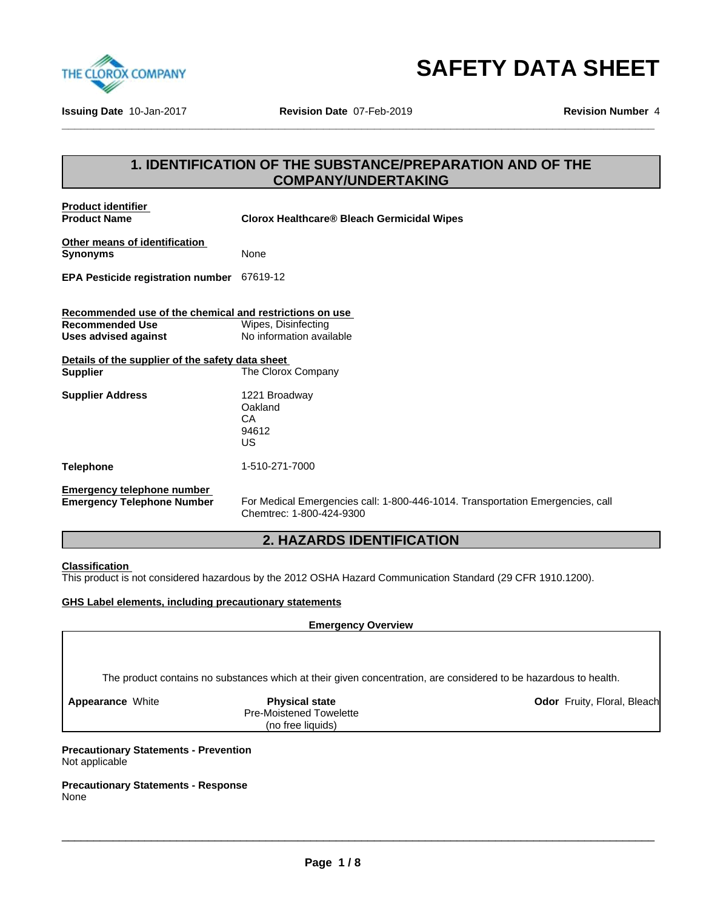THE CLOROX COMPANY

# SAFETY DATA SHEET

**Issuing Date** 10-Jan-2017 **Revision Date** 07-Feb-2019 **Revision Number** 4

## 1. IDENTIFICATION OF THE SUBSTANCE/PREPARATION AND OF THE COMPANY/UNDERTAKING

**Product identifier**

**Product Name** **Clorox Healthcare® Bleach Germicidal Wipes**

**Other means of identification**

**Synonyms** None

**EPA Pesticide registration number** 67619-12

**Recommended use of the chemical and restrictions on use**

**Recommended Use** Wipes, Disinfecting

**Uses advised against** No information available

**Details of the supplier of the safety data sheet**

**Supplier** The Clorox Company

**Supplier Address** 1221 Broadway
Oakland
CA
94612
US

**Telephone** 1-510-271-7000

**Emergency telephone number**

**Emergency Telephone Number** For Medical Emergencies call: 1-800-446-1014. Transportation Emergencies, call Chemtrec: 1-800-424-9300

## 2. HAZARDS IDENTIFICATION

**Classification**

This product is not considered hazardous by the 2012 OSHA Hazard Communication Standard (29 CFR 1910.1200).

**GHS Label elements, including precautionary statements**

**Emergency Overview**

The product contains no substances which at their given concentration, are considered to be hazardous to health.

**Appearance** White

**Physical state** Pre-Moistened Towelette (no free liquids)

**Odor** Fruity, Floral, Bleach

**Precautionary Statements - Prevention**

Not applicable

**Precautionary Statements - Response**

None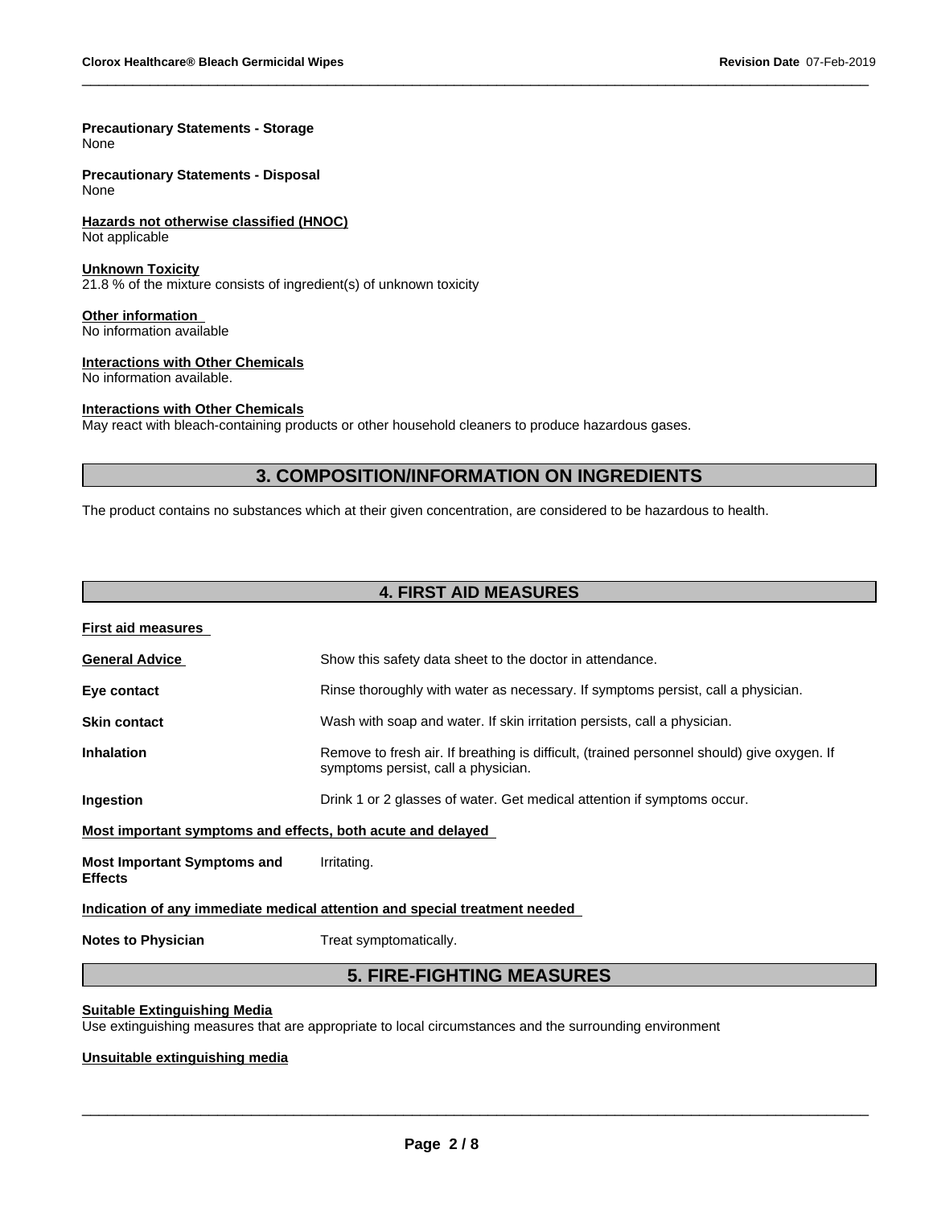**Precautionary Statements - Storage**
None

**Precautionary Statements - Disposal**
None

**Hazards not otherwise classified (HNOC)**
Not applicable

**Unknown Toxicity**
21.8 % of the mixture consists of ingredient(s) of unknown toxicity

**Other information**
No information available

**Interactions with Other Chemicals**
No information available.

**Interactions with Other Chemicals**
May react with bleach-containing products or other household cleaners to produce hazardous gases.

## 3. COMPOSITION/INFORMATION ON INGREDIENTS

The product contains no substances which at their given concentration, are considered to be hazardous to health.

## 4. FIRST AID MEASURES

**First aid measures**

| | |
|---|---|
| **General Advice** | Show this safety data sheet to the doctor in attendance. |
| **Eye contact** | Rinse thoroughly with water as necessary. If symptoms persist, call a physician. |
| **Skin contact** | Wash with soap and water. If skin irritation persists, call a physician. |
| **Inhalation** | Remove to fresh air. If breathing is difficult, (trained personnel should) give oxygen. If symptoms persist, call a physician. |
| **Ingestion** | Drink 1 or 2 glasses of water. Get medical attention if symptoms occur. |

**Most important symptoms and effects, both acute and delayed**

| | |
|---|---|
| **Most Important Symptoms and Effects** | Irritating. |

**Indication of any immediate medical attention and special treatment needed**

| | |
|---|---|
| **Notes to Physician** | Treat symptomatically. |

## 5. FIRE-FIGHTING MEASURES

**Suitable Extinguishing Media**
Use extinguishing measures that are appropriate to local circumstances and the surrounding environment

**Unsuitable extinguishing media**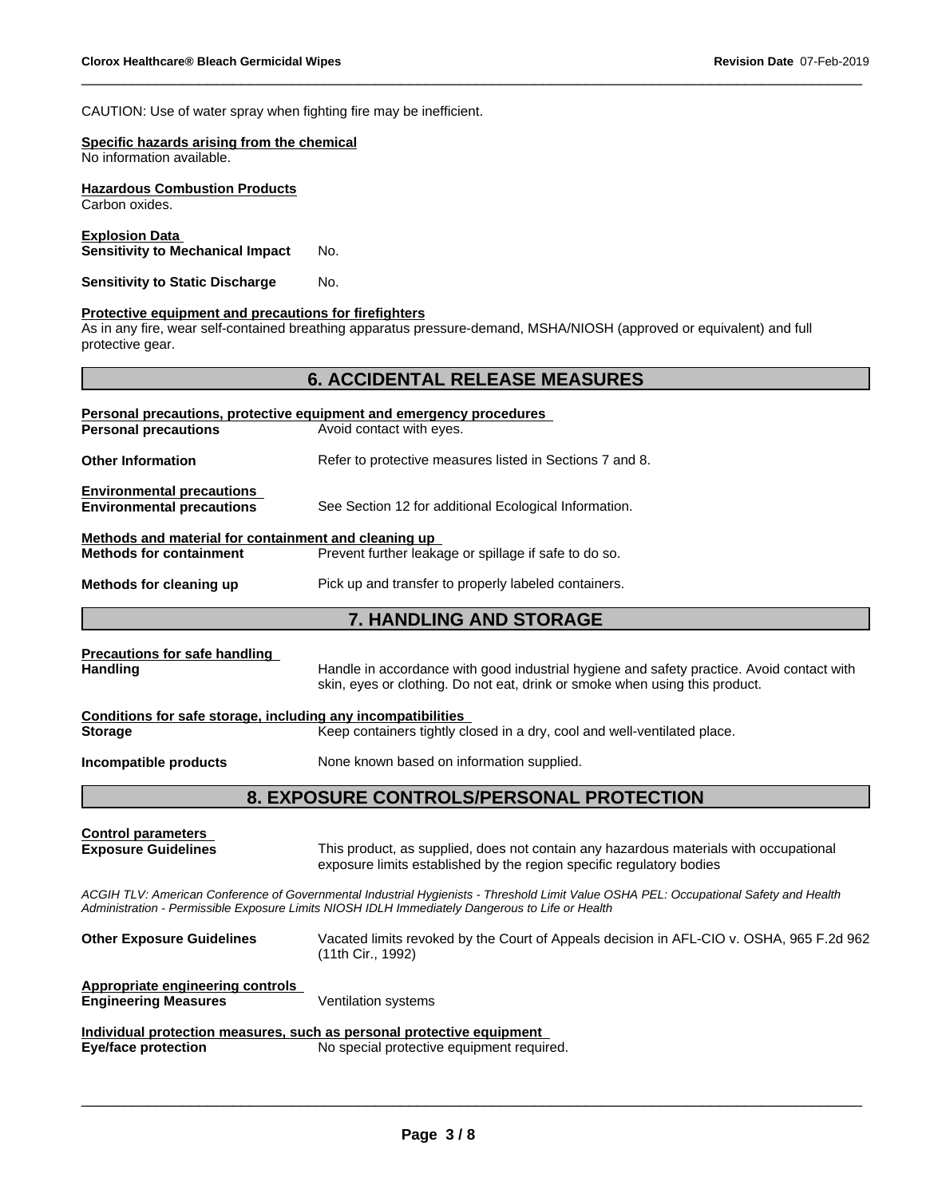CAUTION: Use of water spray when fighting fire may be inefficient.

**Specific hazards arising from the chemical**
No information available.

**Hazardous Combustion Products**
Carbon oxides.

**Explosion Data**

**Sensitivity to Mechanical Impact** No.

**Sensitivity to Static Discharge** No.

**Protective equipment and precautions for firefighters**
As in any fire, wear self-contained breathing apparatus pressure-demand, MSHA/NIOSH (approved or equivalent) and full protective gear.

## 6. ACCIDENTAL RELEASE MEASURES

**Personal precautions, protective equipment and emergency procedures**

**Personal precautions** Avoid contact with eyes.

**Other Information** Refer to protective measures listed in Sections 7 and 8.

**Environmental precautions**

**Environmental precautions** See Section 12 for additional Ecological Information.

**Methods and material for containment and cleaning up**

**Methods for containment** Prevent further leakage or spillage if safe to do so.

**Methods for cleaning up** Pick up and transfer to properly labeled containers.

## 7. HANDLING AND STORAGE

**Precautions for safe handling**

**Handling** Handle in accordance with good industrial hygiene and safety practice. Avoid contact with skin, eyes or clothing. Do not eat, drink or smoke when using this product.

**Conditions for safe storage, including any incompatibilities**

**Storage** Keep containers tightly closed in a dry, cool and well-ventilated place.

**Incompatible products** None known based on information supplied.

## 8. EXPOSURE CONTROLS/PERSONAL PROTECTION

**Control parameters**

**Exposure Guidelines** This product, as supplied, does not contain any hazardous materials with occupational exposure limits established by the region specific regulatory bodies

*ACGIH TLV: American Conference of Governmental Industrial Hygienists - Threshold Limit Value OSHA PEL: Occupational Safety and Health Administration - Permissible Exposure Limits NIOSH IDLH Immediately Dangerous to Life or Health*

**Other Exposure Guidelines** Vacated limits revoked by the Court of Appeals decision in AFL-CIO v. OSHA, 965 F.2d 962 (11th Cir., 1992)

**Appropriate engineering controls**

**Engineering Measures** Ventilation systems

**Individual protection measures, such as personal protective equipment**

**Eye/face protection** No special protective equipment required.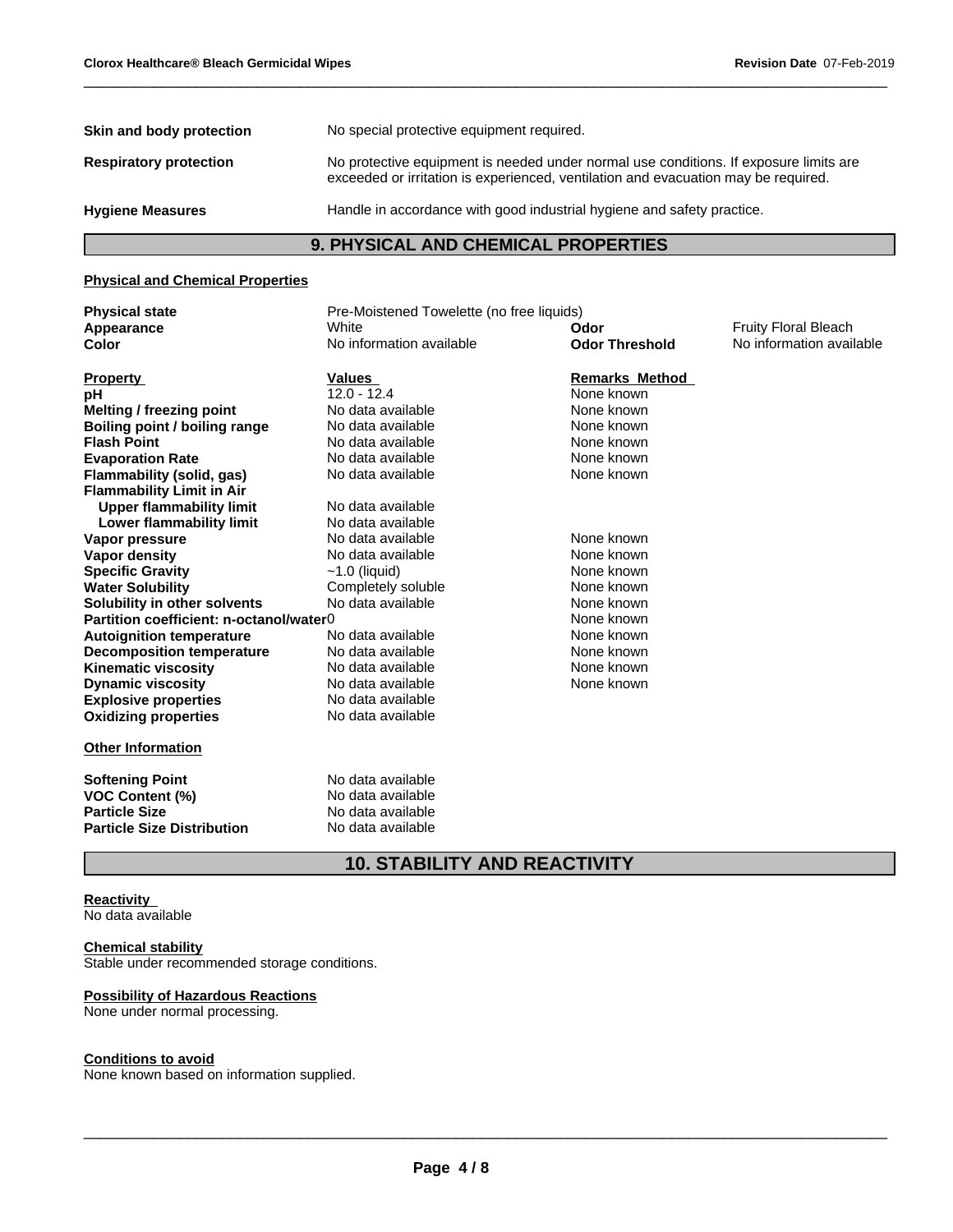| | |
|---|---|
| **Skin and body protection** | No special protective equipment required. |
| **Respiratory protection** | No protective equipment is needed under normal use conditions. If exposure limits are exceeded or irritation is experienced, ventilation and evacuation may be required. |
| **Hygiene Measures** | Handle in accordance with good industrial hygiene and safety practice. |

## 9. PHYSICAL AND CHEMICAL PROPERTIES

**Physical and Chemical Properties**

| | | | |
|---|---|---|---|
| **Physical state** | Pre-Moistened Towelette (no free liquids) | | |
| **Appearance** | White | **Odor** | Fruity Floral Bleach |
| **Color** | No information available | **Odor Threshold** | No information available |

| **Property** | **Values** | **Remarks Method** |
|---|---|---|
| **pH** | 12.0 - 12.4 | None known |
| **Melting / freezing point** | No data available | None known |
| **Boiling point / boiling range** | No data available | None known |
| **Flash Point** | No data available | None known |
| **Evaporation Rate** | No data available | None known |
| **Flammability (solid, gas)** | No data available | None known |
| **Flammability Limit in Air** | | |
| **Upper flammability limit** | No data available | |
| **Lower flammability limit** | No data available | |
| **Vapor pressure** | No data available | None known |
| **Vapor density** | No data available | None known |
| **Specific Gravity** | ~1.0 (liquid) | None known |
| **Water Solubility** | Completely soluble | None known |
| **Solubility in other solvents** | No data available | None known |
| **Partition coefficient: n-octanol/water** | 0 | None known |
| **Autoignition temperature** | No data available | None known |
| **Decomposition temperature** | No data available | None known |
| **Kinematic viscosity** | No data available | None known |
| **Dynamic viscosity** | No data available | None known |
| **Explosive properties** | No data available | |
| **Oxidizing properties** | No data available | |

**Other Information**

| | |
|---|---|
| **Softening Point** | No data available |
| **VOC Content (%)** | No data available |
| **Particle Size** | No data available |
| **Particle Size Distribution** | No data available |

## 10. STABILITY AND REACTIVITY

**Reactivity**
No data available

**Chemical stability**
Stable under recommended storage conditions.

**Possibility of Hazardous Reactions**
None under normal processing.

**Conditions to avoid**
None known based on information supplied.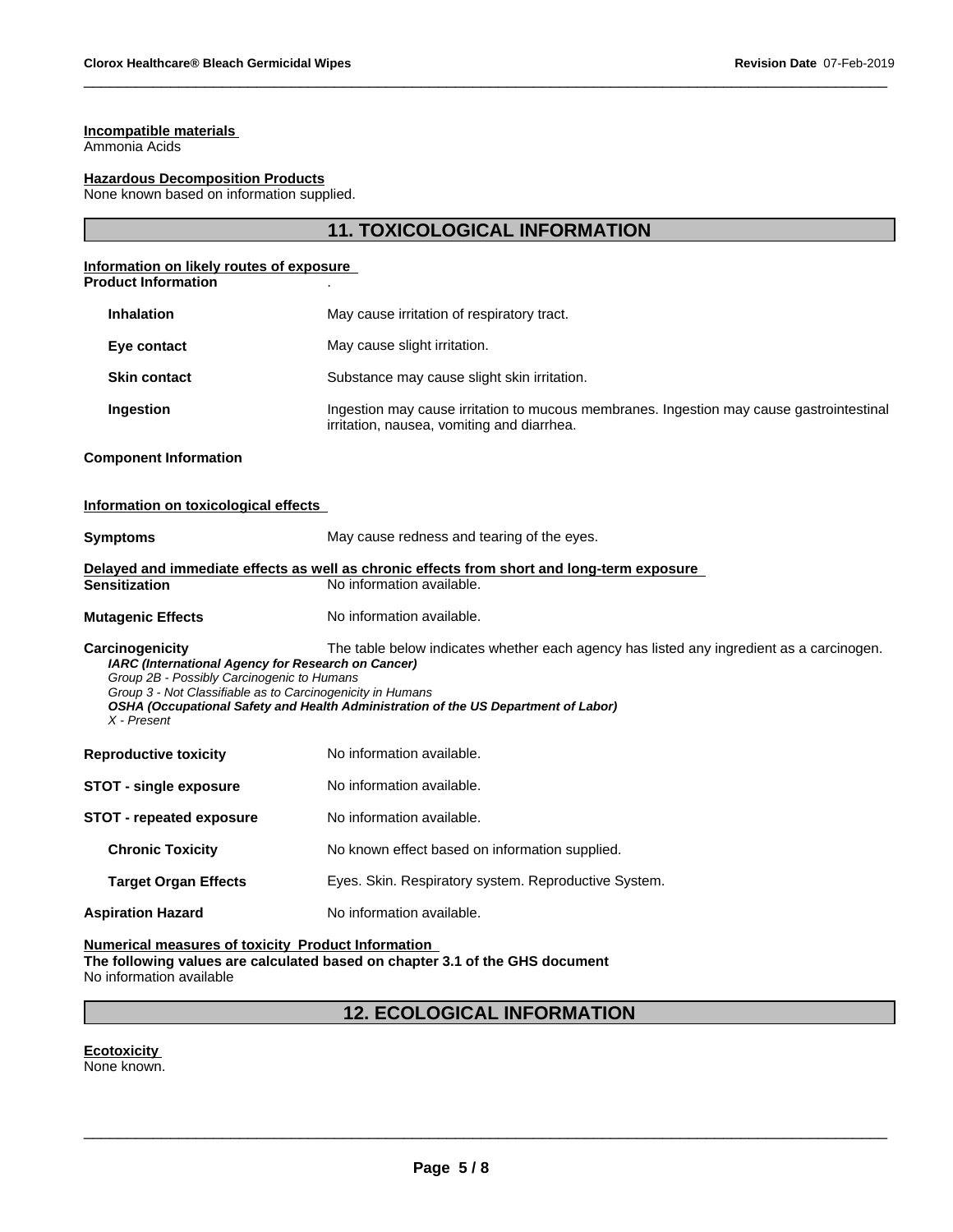**Incompatible materials**
Ammonia Acids

**Hazardous Decomposition Products**
None known based on information supplied.

## 11. TOXICOLOGICAL INFORMATION

**Information on likely routes of exposure**

**Product Information** .

| | |
|---|---|
| **Inhalation** | May cause irritation of respiratory tract. |
| **Eye contact** | May cause slight irritation. |
| **Skin contact** | Substance may cause slight skin irritation. |
| **Ingestion** | Ingestion may cause irritation to mucous membranes. Ingestion may cause gastrointestinal irritation, nausea, vomiting and diarrhea. |

**Component Information**

**Information on toxicological effects**

**Symptoms** May cause redness and tearing of the eyes.

**Delayed and immediate effects as well as chronic effects from short and long-term exposure**

**Sensitization** No information available.

**Mutagenic Effects** No information available.

**Carcinogenicity** The table below indicates whether each agency has listed any ingredient as a carcinogen.

***IARC (International Agency for Research on Cancer)***
*Group 2B - Possibly Carcinogenic to Humans*
*Group 3 - Not Classifiable as to Carcinogenicity in Humans*
***OSHA (Occupational Safety and Health Administration of the US Department of Labor)***
*X - Present*

| | |
|---|---|
| **Reproductive toxicity** | No information available. |
| **STOT - single exposure** | No information available. |
| **STOT - repeated exposure** | No information available. |
| **Chronic Toxicity** | No known effect based on information supplied. |
| **Target Organ Effects** | Eyes. Skin. Respiratory system. Reproductive System. |
| **Aspiration Hazard** | No information available. |

**Numerical measures of toxicity Product Information**
**The following values are calculated based on chapter 3.1 of the GHS document**
No information available

## 12. ECOLOGICAL INFORMATION

**Ecotoxicity**
None known.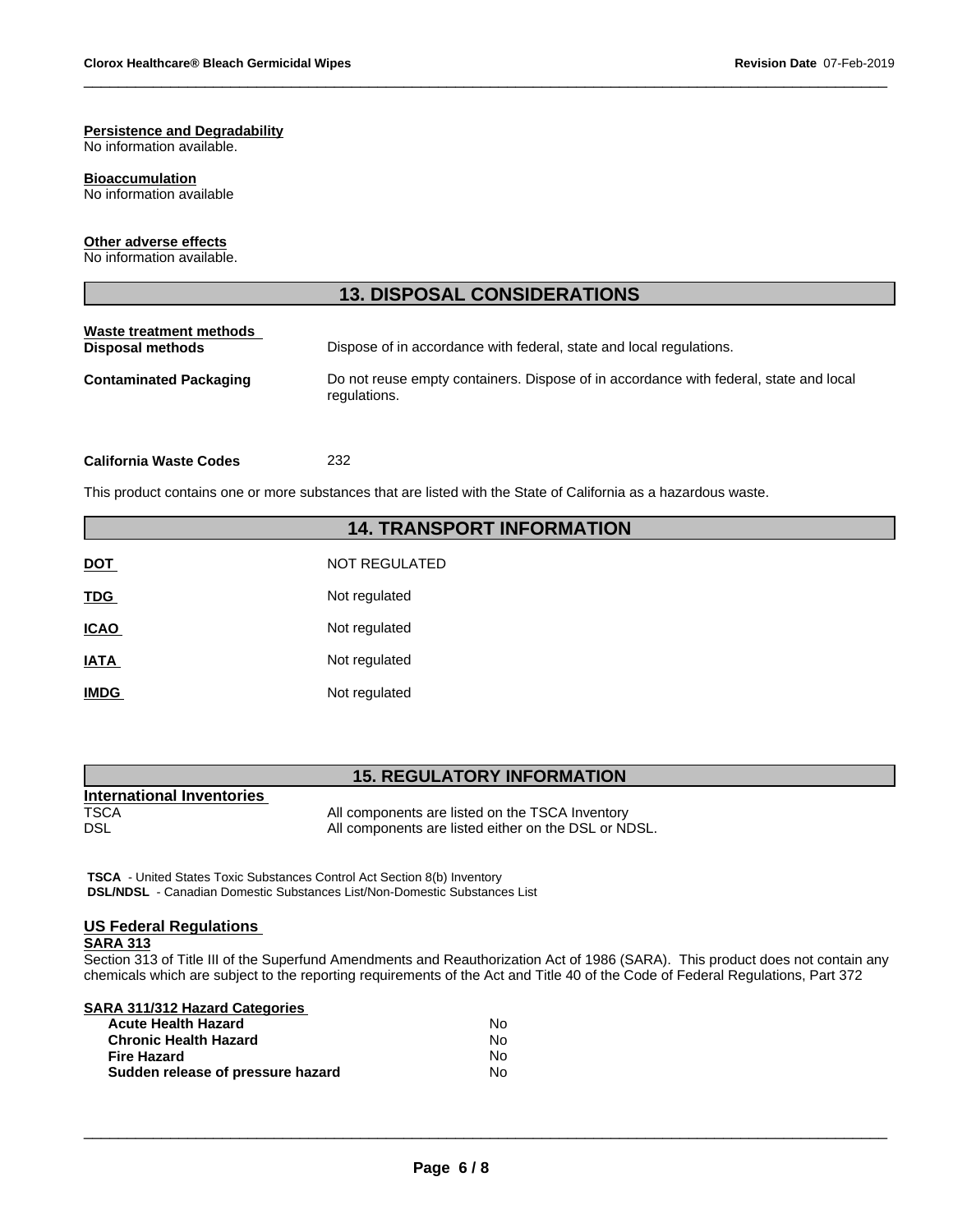**Persistence and Degradability**
No information available.

**Bioaccumulation**
No information available

**Other adverse effects**
No information available.

## 13. DISPOSAL CONSIDERATIONS

**Waste treatment methods**

| | |
|---|---|
| **Disposal methods** | Dispose of in accordance with federal, state and local regulations. |
| **Contaminated Packaging** | Do not reuse empty containers. Dispose of in accordance with federal, state and local regulations. |
| **California Waste Codes** | 232 |

This product contains one or more substances that are listed with the State of California as a hazardous waste.

## 14. TRANSPORT INFORMATION

| | |
|---|---|
| **DOT** | NOT REGULATED |
| **TDG** | Not regulated |
| **ICAO** | Not regulated |
| **IATA** | Not regulated |
| **IMDG** | Not regulated |

## 15. REGULATORY INFORMATION

**International Inventories**

| | |
|---|---|
| TSCA | All components are listed on the TSCA Inventory |
| DSL | All components are listed either on the DSL or NDSL. |

**TSCA** - United States Toxic Substances Control Act Section 8(b) Inventory
**DSL/NDSL** - Canadian Domestic Substances List/Non-Domestic Substances List

**US Federal Regulations**

**SARA 313**
Section 313 of Title III of the Superfund Amendments and Reauthorization Act of 1986 (SARA). This product does not contain any chemicals which are subject to the reporting requirements of the Act and Title 40 of the Code of Federal Regulations, Part 372

**SARA 311/312 Hazard Categories**

| | |
|---|---|
| **Acute Health Hazard** | No |
| **Chronic Health Hazard** | No |
| **Fire Hazard** | No |
| **Sudden release of pressure hazard** | No |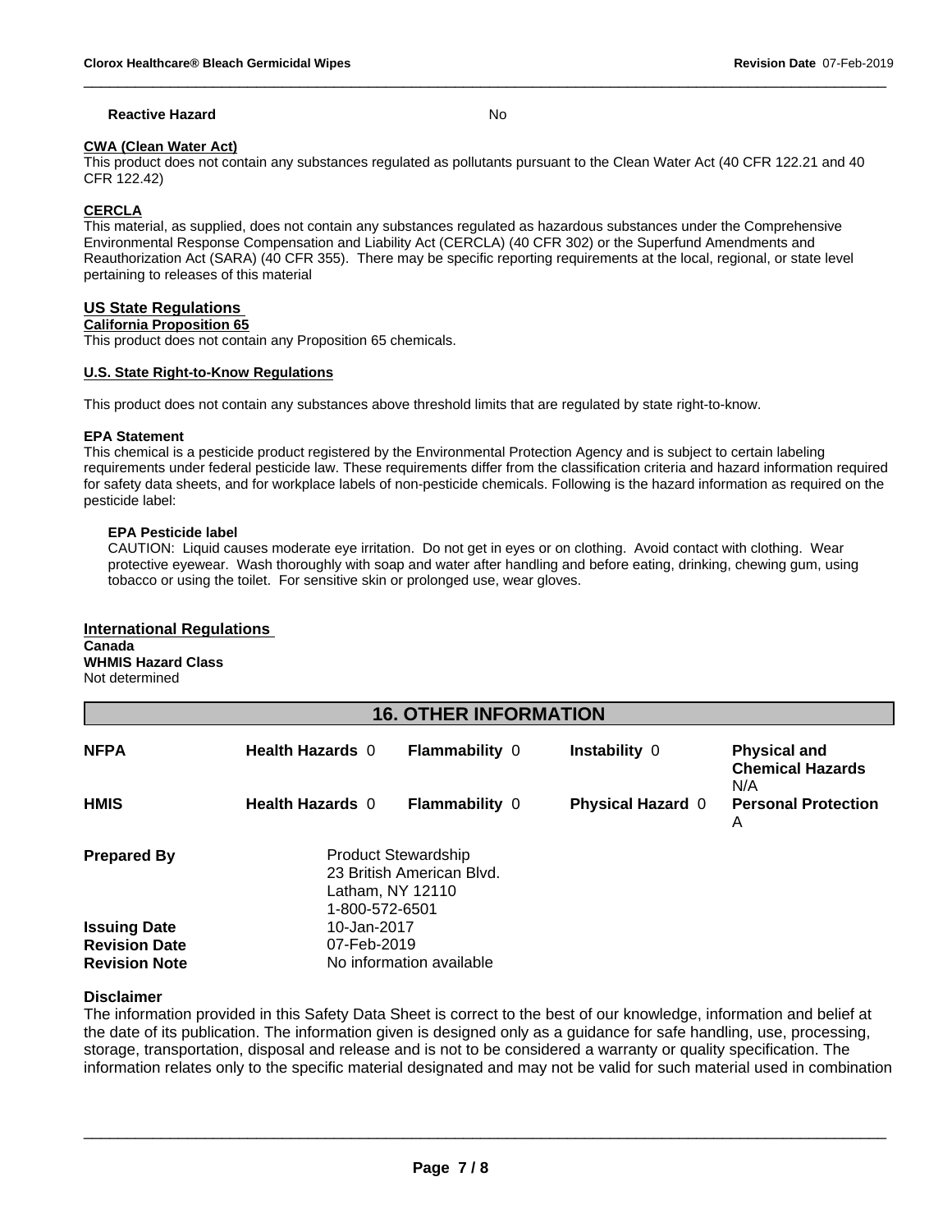**Reactive Hazard** No

**CWA (Clean Water Act)**

This product does not contain any substances regulated as pollutants pursuant to the Clean Water Act (40 CFR 122.21 and 40 CFR 122.42)

**CERCLA**

This material, as supplied, does not contain any substances regulated as hazardous substances under the Comprehensive Environmental Response Compensation and Liability Act (CERCLA) (40 CFR 302) or the Superfund Amendments and Reauthorization Act (SARA) (40 CFR 355). There may be specific reporting requirements at the local, regional, or state level pertaining to releases of this material

## US State Regulations

**California Proposition 65**

This product does not contain any Proposition 65 chemicals.

**U.S. State Right-to-Know Regulations**

This product does not contain any substances above threshold limits that are regulated by state right-to-know.

**EPA Statement**

This chemical is a pesticide product registered by the Environmental Protection Agency and is subject to certain labeling requirements under federal pesticide law. These requirements differ from the classification criteria and hazard information required for safety data sheets, and for workplace labels of non-pesticide chemicals. Following is the hazard information as required on the pesticide label:

**EPA Pesticide label**

CAUTION: Liquid causes moderate eye irritation. Do not get in eyes or on clothing. Avoid contact with clothing. Wear protective eyewear. Wash thoroughly with soap and water after handling and before eating, drinking, chewing gum, using tobacco or using the toilet. For sensitive skin or prolonged use, wear gloves.

## International Regulations

**Canada**

**WHMIS Hazard Class**

Not determined

# 16. OTHER INFORMATION

| | | | | |
|---|---|---|---|---|
| **NFPA** | **Health Hazards** 0 | **Flammability** 0 | **Instability** 0 | **Physical and Chemical Hazards** N/A |
| **HMIS** | **Health Hazards** 0 | **Flammability** 0 | **Physical Hazard** 0 | **Personal Protection** A |

**Prepared By** Product Stewardship
23 British American Blvd.
Latham, NY 12110
1-800-572-6501

**Issuing Date** 10-Jan-2017

**Revision Date** 07-Feb-2019

**Revision Note** No information available

**Disclaimer**

The information provided in this Safety Data Sheet is correct to the best of our knowledge, information and belief at the date of its publication. The information given is designed only as a guidance for safe handling, use, processing, storage, transportation, disposal and release and is not to be considered a warranty or quality specification. The information relates only to the specific material designated and may not be valid for such material used in combination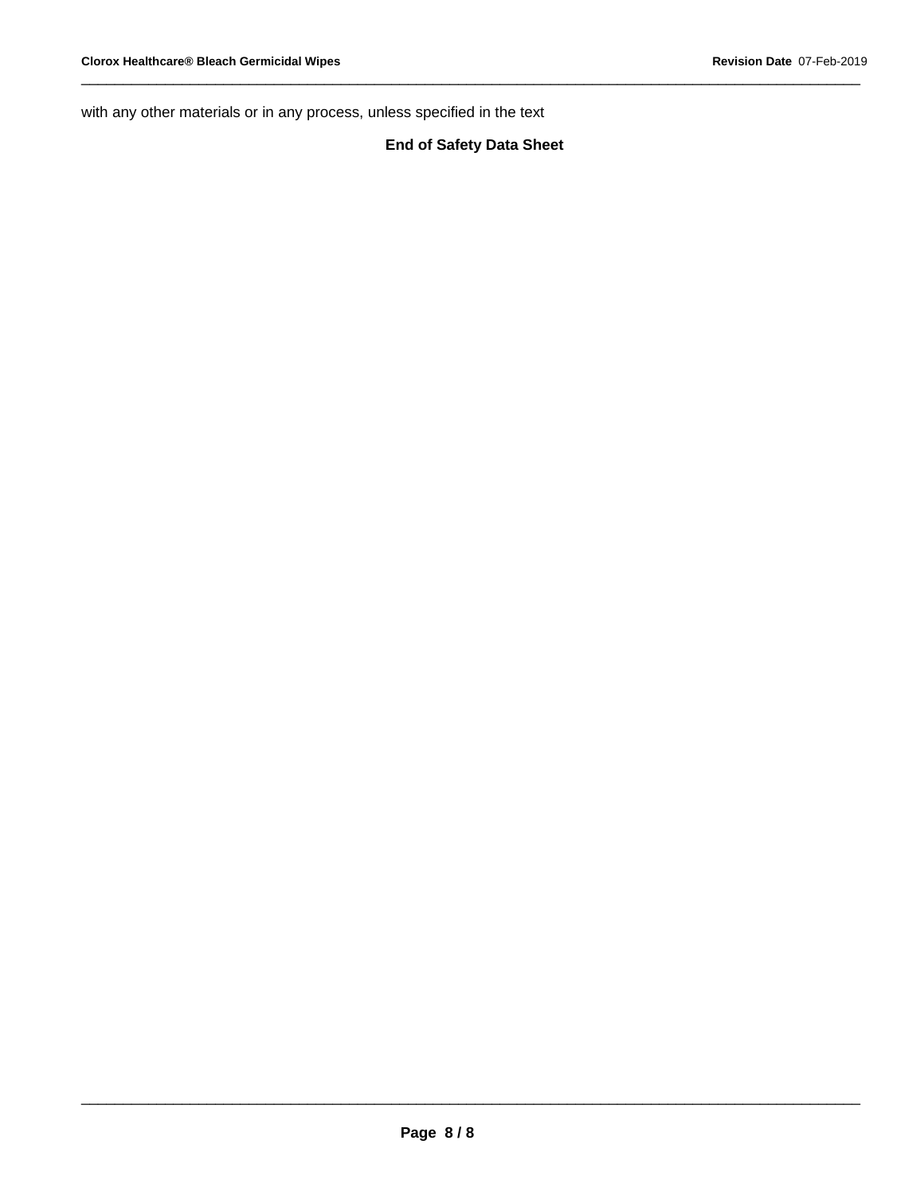with any other materials or in any process, unless specified in the text

**End of Safety Data Sheet**